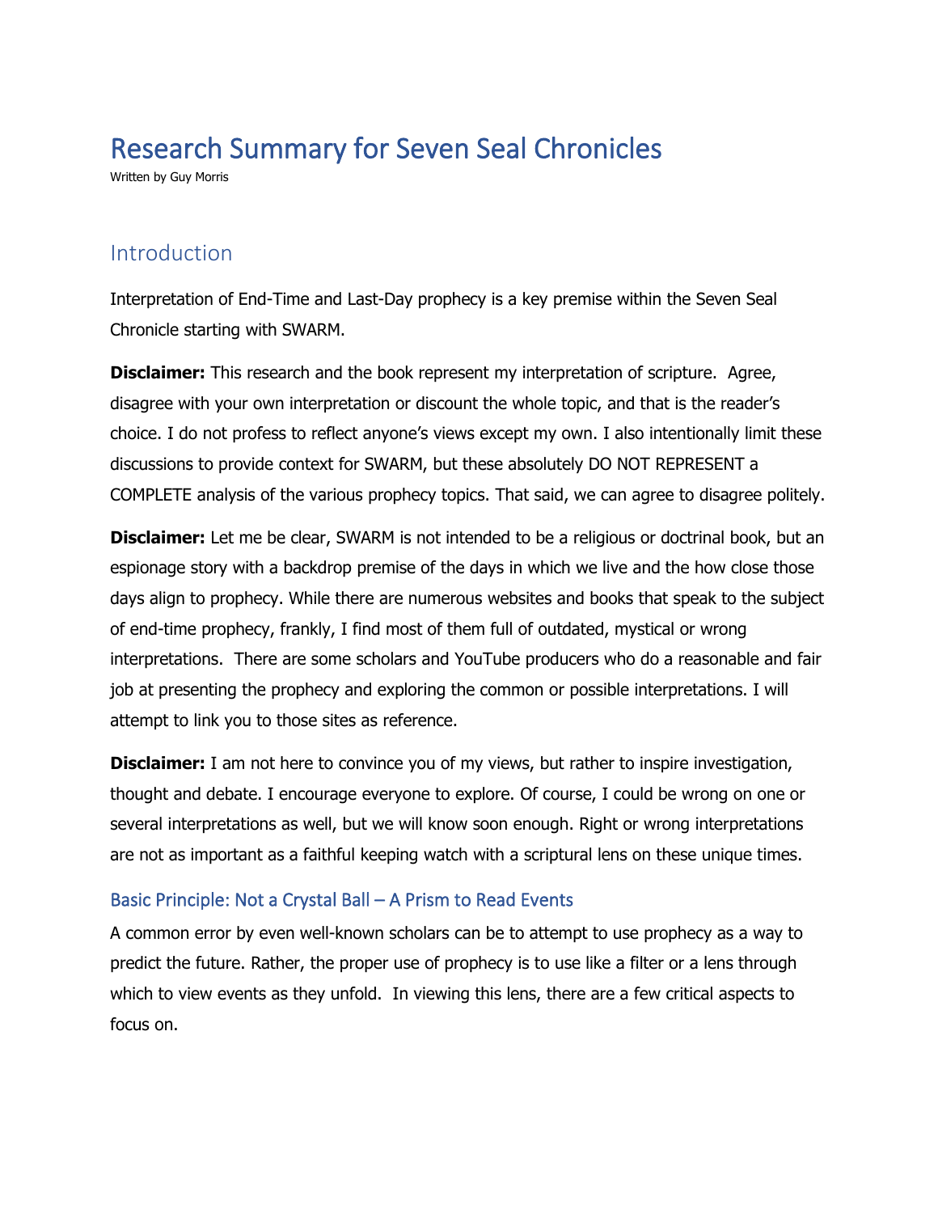# Research Summary for Seven Seal Chronicles

Written by Guy Morris

## Introduction

Interpretation of End-Time and Last-Day prophecy is a key premise within the Seven Seal Chronicle starting with SWARM.

**Disclaimer:** This research and the book represent my interpretation of scripture. Agree, disagree with your own interpretation or discount the whole topic, and that is the reader's choice. I do not profess to reflect anyone's views except my own. I also intentionally limit these discussions to provide context for SWARM, but these absolutely DO NOT REPRESENT a COMPLETE analysis of the various prophecy topics. That said, we can agree to disagree politely.

**Disclaimer:** Let me be clear, SWARM is not intended to be a religious or doctrinal book, but an espionage story with a backdrop premise of the days in which we live and the how close those days align to prophecy. While there are numerous websites and books that speak to the subject of end-time prophecy, frankly, I find most of them full of outdated, mystical or wrong interpretations. There are some scholars and YouTube producers who do a reasonable and fair job at presenting the prophecy and exploring the common or possible interpretations. I will attempt to link you to those sites as reference.

**Disclaimer:** I am not here to convince you of my views, but rather to inspire investigation, thought and debate. I encourage everyone to explore. Of course, I could be wrong on one or several interpretations as well, but we will know soon enough. Right or wrong interpretations are not as important as a faithful keeping watch with a scriptural lens on these unique times.

### Basic Principle: Not a Crystal Ball – A Prism to Read Events

A common error by even well-known scholars can be to attempt to use prophecy as a way to predict the future. Rather, the proper use of prophecy is to use like a filter or a lens through which to view events as they unfold. In viewing this lens, there are a few critical aspects to focus on.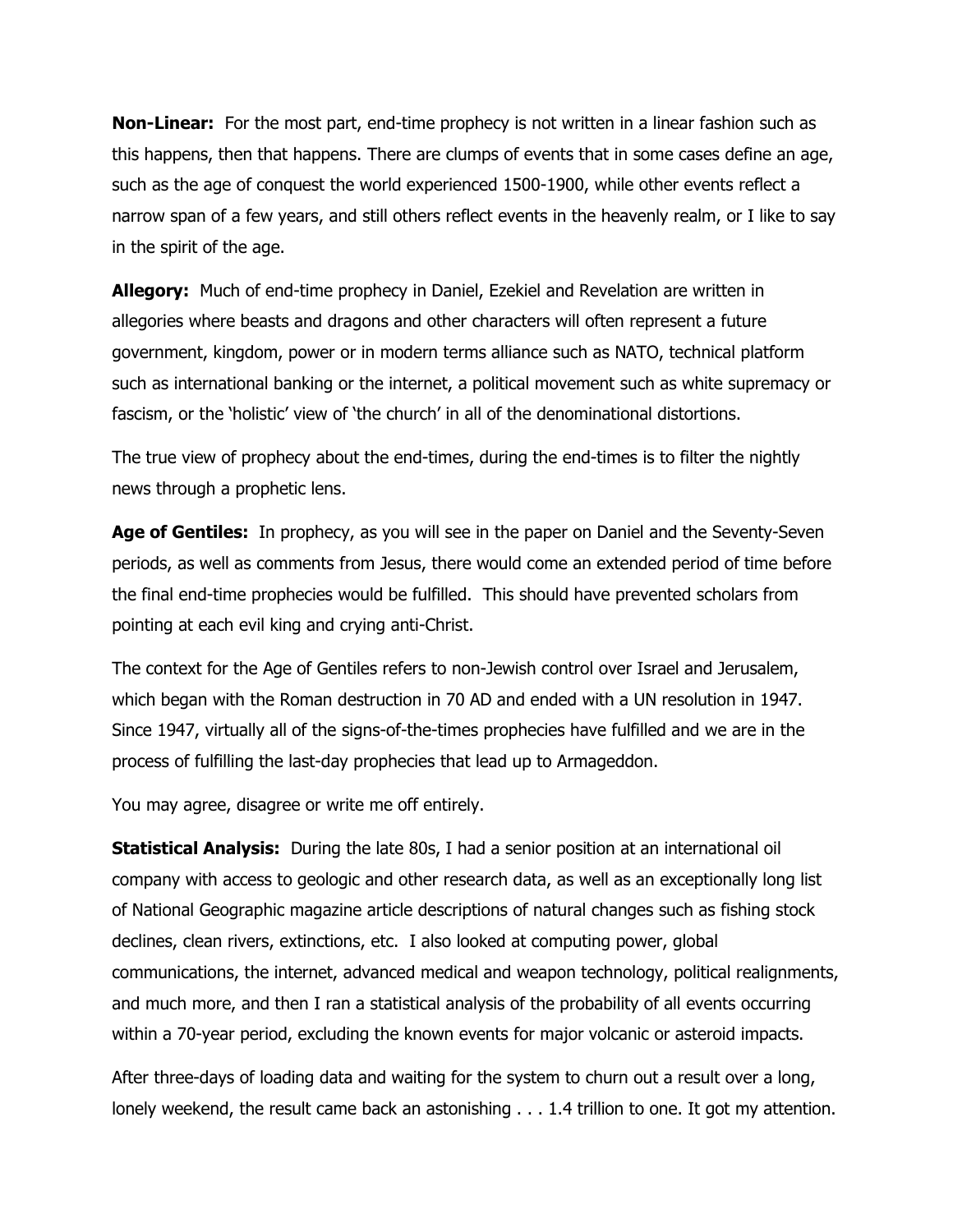**Non-Linear:** For the most part, end-time prophecy is not written in a linear fashion such as this happens, then that happens. There are clumps of events that in some cases define an age, such as the age of conquest the world experienced 1500-1900, while other events reflect a narrow span of a few years, and still others reflect events in the heavenly realm, or I like to say in the spirit of the age.

**Allegory:** Much of end-time prophecy in Daniel, Ezekiel and Revelation are written in allegories where beasts and dragons and other characters will often represent a future government, kingdom, power or in modern terms alliance such as NATO, technical platform such as international banking or the internet, a political movement such as white supremacy or fascism, or the 'holistic' view of 'the church' in all of the denominational distortions.

The true view of prophecy about the end-times, during the end-times is to filter the nightly news through a prophetic lens.

**Age of Gentiles:** In prophecy, as you will see in the paper on Daniel and the Seventy-Seven periods, as well as comments from Jesus, there would come an extended period of time before the final end-time prophecies would be fulfilled. This should have prevented scholars from pointing at each evil king and crying anti-Christ.

The context for the Age of Gentiles refers to non-Jewish control over Israel and Jerusalem, which began with the Roman destruction in 70 AD and ended with a UN resolution in 1947. Since 1947, virtually all of the signs-of-the-times prophecies have fulfilled and we are in the process of fulfilling the last-day prophecies that lead up to Armageddon.

You may agree, disagree or write me off entirely.

**Statistical Analysis:** During the late 80s, I had a senior position at an international oil company with access to geologic and other research data, as well as an exceptionally long list of National Geographic magazine article descriptions of natural changes such as fishing stock declines, clean rivers, extinctions, etc. I also looked at computing power, global communications, the internet, advanced medical and weapon technology, political realignments, and much more, and then I ran a statistical analysis of the probability of all events occurring within a 70-year period, excluding the known events for major volcanic or asteroid impacts.

After three-days of loading data and waiting for the system to churn out a result over a long, lonely weekend, the result came back an astonishing . . . 1.4 trillion to one. It got my attention.